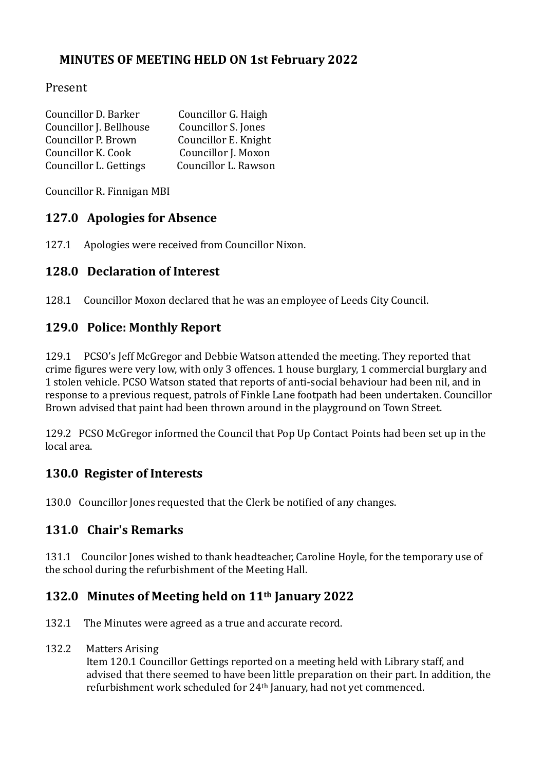# MINUTES OF MEETING HELD ON 1st February 2022

Present

| | |
|---|---|
| Councillor D. Barker | Councillor G. Haigh |
| Councillor J. Bellhouse | Councillor S. Jones |
| Councillor P. Brown | Councillor E. Knight |
| Councillor K. Cook | Councillor J. Moxon |
| Councillor L. Gettings | Councillor L. Rawson |

Councillor R. Finnigan MBI

## 127.0 Apologies for Absence

127.1 Apologies were received from Councillor Nixon.

## 128.0 Declaration of Interest

128.1 Councillor Moxon declared that he was an employee of Leeds City Council.

## 129.0 Police: Monthly Report

129.1 PCSO's Jeff McGregor and Debbie Watson attended the meeting. They reported that crime figures were very low, with only 3 offences. 1 house burglary, 1 commercial burglary and 1 stolen vehicle. PCSO Watson stated that reports of anti-social behaviour had been nil, and in response to a previous request, patrols of Finkle Lane footpath had been undertaken. Councillor Brown advised that paint had been thrown around in the playground on Town Street.

129.2 PCSO McGregor informed the Council that Pop Up Contact Points had been set up in the local area.

## 130.0 Register of Interests

130.0 Councillor Jones requested that the Clerk be notified of any changes.

## 131.0 Chair's Remarks

131.1 Councilor Jones wished to thank headteacher, Caroline Hoyle, for the temporary use of the school during the refurbishment of the Meeting Hall.

## 132.0 Minutes of Meeting held on 11th January 2022

132.1 The Minutes were agreed as a true and accurate record.

132.2 Matters Arising
Item 120.1 Councillor Gettings reported on a meeting held with Library staff, and advised that there seemed to have been little preparation on their part. In addition, the refurbishment work scheduled for 24th January, had not yet commenced.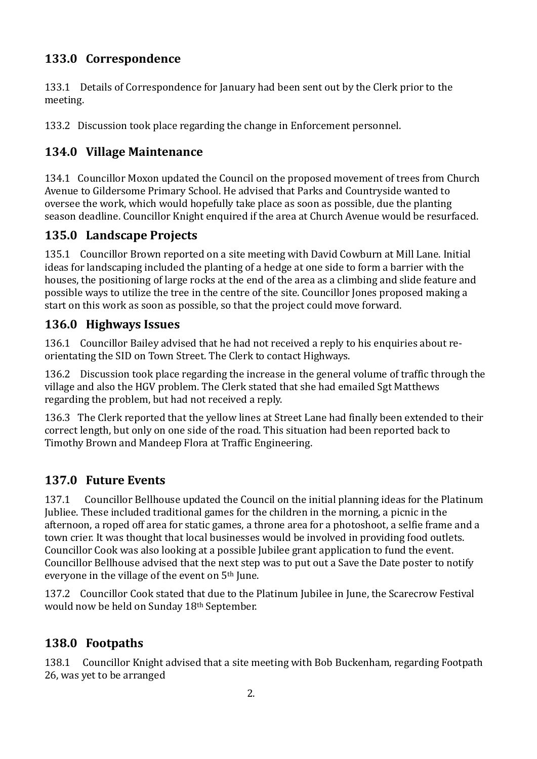## 133.0 Correspondence

133.1 Details of Correspondence for January had been sent out by the Clerk prior to the meeting.

133.2 Discussion took place regarding the change in Enforcement personnel.

## 134.0 Village Maintenance

134.1 Councillor Moxon updated the Council on the proposed movement of trees from Church Avenue to Gildersome Primary School. He advised that Parks and Countryside wanted to oversee the work, which would hopefully take place as soon as possible, due the planting season deadline. Councillor Knight enquired if the area at Church Avenue would be resurfaced.

## 135.0 Landscape Projects

135.1 Councillor Brown reported on a site meeting with David Cowburn at Mill Lane. Initial ideas for landscaping included the planting of a hedge at one side to form a barrier with the houses, the positioning of large rocks at the end of the area as a climbing and slide feature and possible ways to utilize the tree in the centre of the site. Councillor Jones proposed making a start on this work as soon as possible, so that the project could move forward.

## 136.0 Highways Issues

136.1 Councillor Bailey advised that he had not received a reply to his enquiries about re-orientating the SID on Town Street. The Clerk to contact Highways.

136.2 Discussion took place regarding the increase in the general volume of traffic through the village and also the HGV problem. The Clerk stated that she had emailed Sgt Matthews regarding the problem, but had not received a reply.

136.3 The Clerk reported that the yellow lines at Street Lane had finally been extended to their correct length, but only on one side of the road. This situation had been reported back to Timothy Brown and Mandeep Flora at Traffic Engineering.

## 137.0 Future Events

137.1 Councillor Bellhouse updated the Council on the initial planning ideas for the Platinum Jubliee. These included traditional games for the children in the morning, a picnic in the afternoon, a roped off area for static games, a throne area for a photoshoot, a selfie frame and a town crier. It was thought that local businesses would be involved in providing food outlets. Councillor Cook was also looking at a possible Jubilee grant application to fund the event. Councillor Bellhouse advised that the next step was to put out a Save the Date poster to notify everyone in the village of the event on 5th June.

137.2 Councillor Cook stated that due to the Platinum Jubilee in June, the Scarecrow Festival would now be held on Sunday 18th September.

## 138.0 Footpaths

138.1 Councillor Knight advised that a site meeting with Bob Buckenham, regarding Footpath 26, was yet to be arranged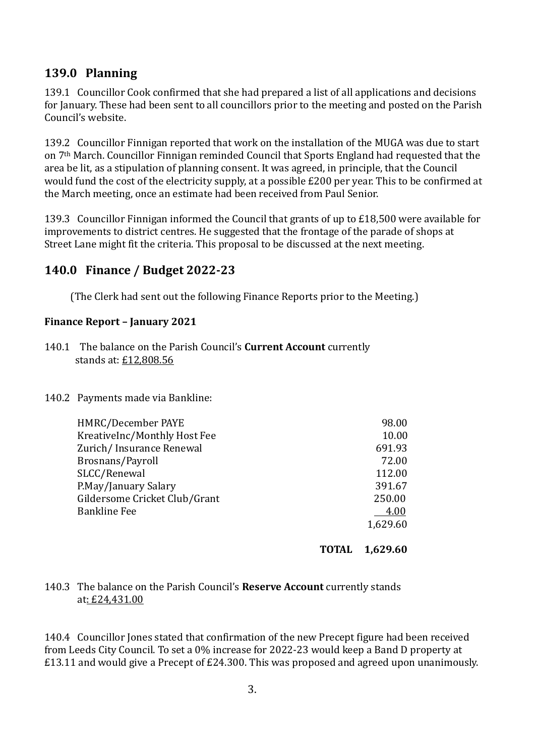## 139.0 Planning

139.1 Councillor Cook confirmed that she had prepared a list of all applications and decisions for January. These had been sent to all councillors prior to the meeting and posted on the Parish Council's website.

139.2 Councillor Finnigan reported that work on the installation of the MUGA was due to start on 7th March. Councillor Finnigan reminded Council that Sports England had requested that the area be lit, as a stipulation of planning consent. It was agreed, in principle, that the Council would fund the cost of the electricity supply, at a possible £200 per year. This to be confirmed at the March meeting, once an estimate had been received from Paul Senior.

139.3 Councillor Finnigan informed the Council that grants of up to £18,500 were available for improvements to district centres. He suggested that the frontage of the parade of shops at Street Lane might fit the criteria. This proposal to be discussed at the next meeting.

## 140.0 Finance / Budget 2022-23

(The Clerk had sent out the following Finance Reports prior to the Meeting.)

**Finance Report – January 2021**

140.1 The balance on the Parish Council's **Current Account** currently stands at: £12,808.56

140.2 Payments made via Bankline:

| | |
|---|---|
| HMRC/December PAYE | 98.00 |
| KreativeInc/Monthly Host Fee | 10.00 |
| Zurich/ Insurance Renewal | 691.93 |
| Brosnans/Payroll | 72.00 |
| SLCC/Renewal | 112.00 |
| P.May/January Salary | 391.67 |
| Gildersome Cricket Club/Grant | 250.00 |
| Bankline Fee | 4.00 |
| | 1,629.60 |
| **TOTAL** | **1,629.60** |

140.3 The balance on the Parish Council's **Reserve Account** currently stands at: £24,431.00

140.4 Councillor Jones stated that confirmation of the new Precept figure had been received from Leeds City Council. To set a 0% increase for 2022-23 would keep a Band D property at £13.11 and would give a Precept of £24.300. This was proposed and agreed upon unanimously.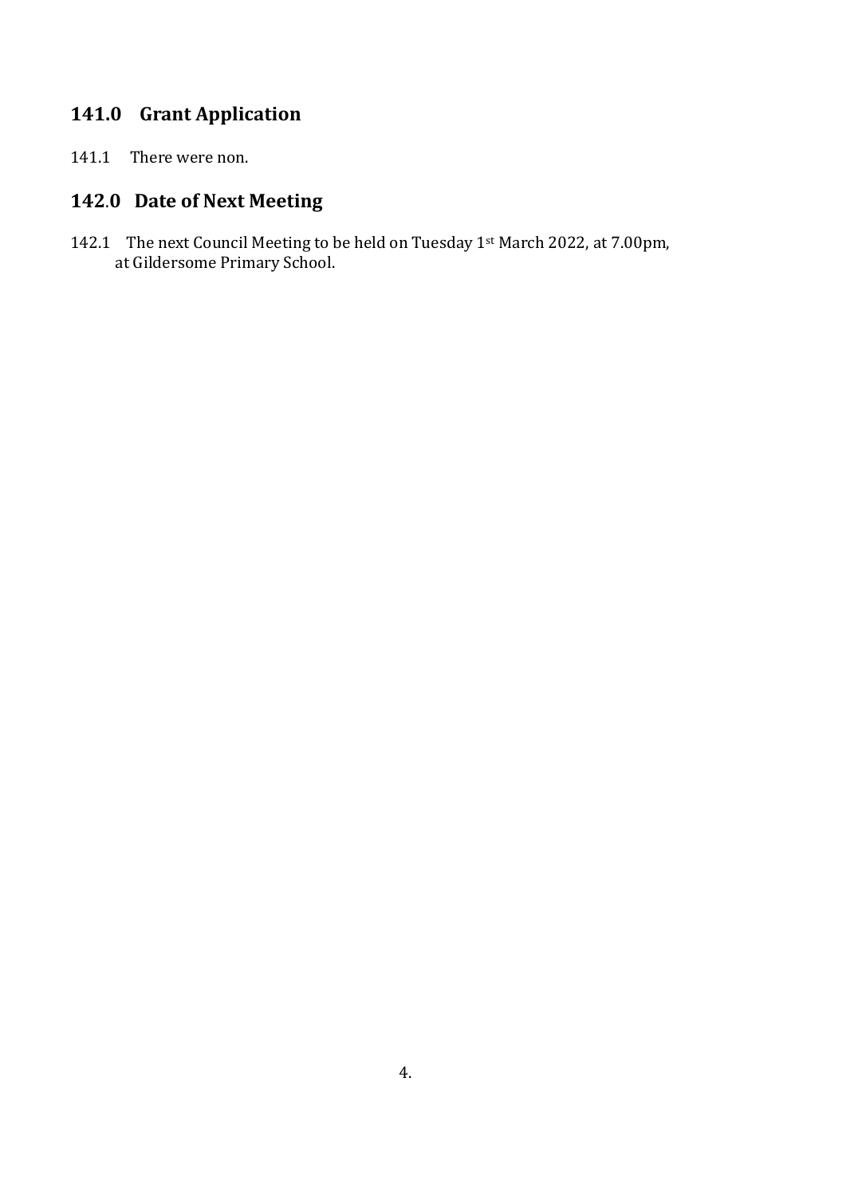## 141.0 Grant Application

141.1 There were non.

## 142.0 Date of Next Meeting

142.1 The next Council Meeting to be held on Tuesday 1st March 2022, at 7.00pm, at Gildersome Primary School.